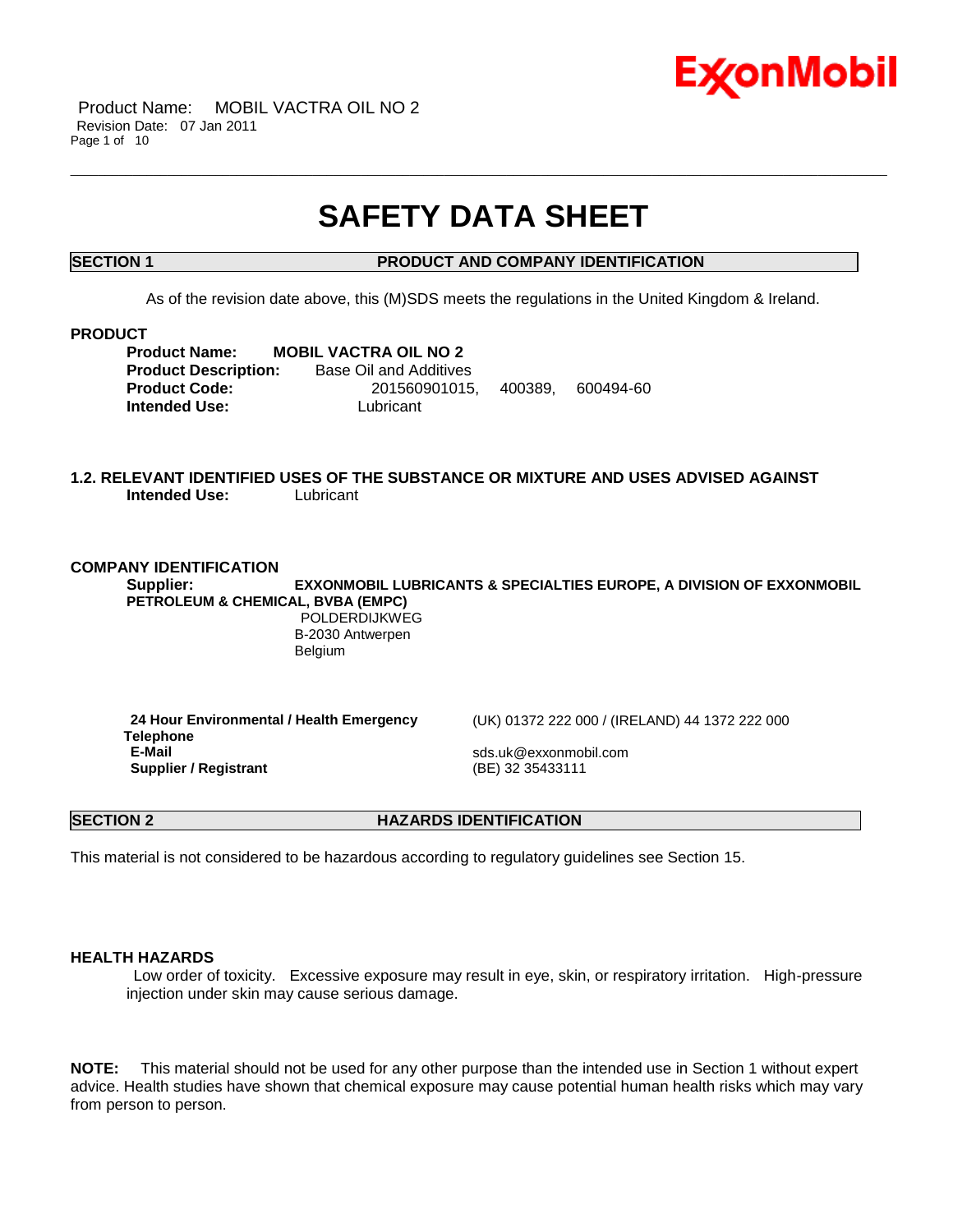# SAFETY DATA SHEET

## SECTION 1 PRODUCT AND COMPANY IDENTIFICATION

As of the revision date above, this (M)SDS meets the regulations in the United Kingdom & Ireland.

### PRODUCT

**Product Name:** **MOBIL VACTRA OIL NO 2**
**Product Description:** Base Oil and Additives
**Product Code:** 201560901015, 400389, 600494-60
**Intended Use:** Lubricant

### 1.2. RELEVANT IDENTIFIED USES OF THE SUBSTANCE OR MIXTURE AND USES ADVISED AGAINST

**Intended Use:** Lubricant

### COMPANY IDENTIFICATION

**Supplier:** **EXXONMOBIL LUBRICANTS & SPECIALTIES EUROPE, A DIVISION OF EXXONMOBIL PETROLEUM & CHEMICAL, BVBA (EMPC)**
POLDERDIJKWEG
B-2030 Antwerpen
Belgium

| | |
|---|---|
| **24 Hour Environmental / Health Emergency Telephone** | (UK) 01372 222 000 / (IRELAND) 44 1372 222 000 |
| **E-Mail** | sds.uk@exxonmobil.com |
| **Supplier / Registrant** | (BE) 32 35433111 |

## SECTION 2 HAZARDS IDENTIFICATION

This material is not considered to be hazardous according to regulatory guidelines see Section 15.

### HEALTH HAZARDS

Low order of toxicity. Excessive exposure may result in eye, skin, or respiratory irritation. High-pressure injection under skin may cause serious damage.

**NOTE:** This material should not be used for any other purpose than the intended use in Section 1 without expert advice. Health studies have shown that chemical exposure may cause potential human health risks which may vary from person to person.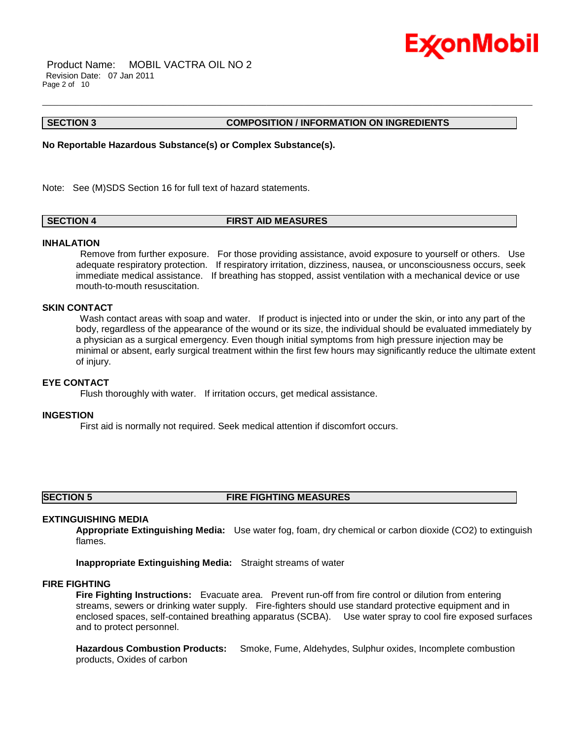## SECTION 3 COMPOSITION / INFORMATION ON INGREDIENTS

**No Reportable Hazardous Substance(s) or Complex Substance(s).**

Note: See (M)SDS Section 16 for full text of hazard statements.

## SECTION 4 FIRST AID MEASURES

### INHALATION

Remove from further exposure. For those providing assistance, avoid exposure to yourself or others. Use adequate respiratory protection. If respiratory irritation, dizziness, nausea, or unconsciousness occurs, seek immediate medical assistance. If breathing has stopped, assist ventilation with a mechanical device or use mouth-to-mouth resuscitation.

### SKIN CONTACT

Wash contact areas with soap and water. If product is injected into or under the skin, or into any part of the body, regardless of the appearance of the wound or its size, the individual should be evaluated immediately by a physician as a surgical emergency. Even though initial symptoms from high pressure injection may be minimal or absent, early surgical treatment within the first few hours may significantly reduce the ultimate extent of injury.

### EYE CONTACT

Flush thoroughly with water. If irritation occurs, get medical assistance.

### INGESTION

First aid is normally not required. Seek medical attention if discomfort occurs.

## SECTION 5 FIRE FIGHTING MEASURES

### EXTINGUISHING MEDIA

**Appropriate Extinguishing Media:** Use water fog, foam, dry chemical or carbon dioxide ($CO_2$) to extinguish flames.

**Inappropriate Extinguishing Media:** Straight streams of water

### FIRE FIGHTING

**Fire Fighting Instructions:** Evacuate area. Prevent run-off from fire control or dilution from entering streams, sewers or drinking water supply. Fire-fighters should use standard protective equipment and in enclosed spaces, self-contained breathing apparatus (SCBA). Use water spray to cool fire exposed surfaces and to protect personnel.

**Hazardous Combustion Products:** Smoke, Fume, Aldehydes, Sulphur oxides, Incomplete combustion products, Oxides of carbon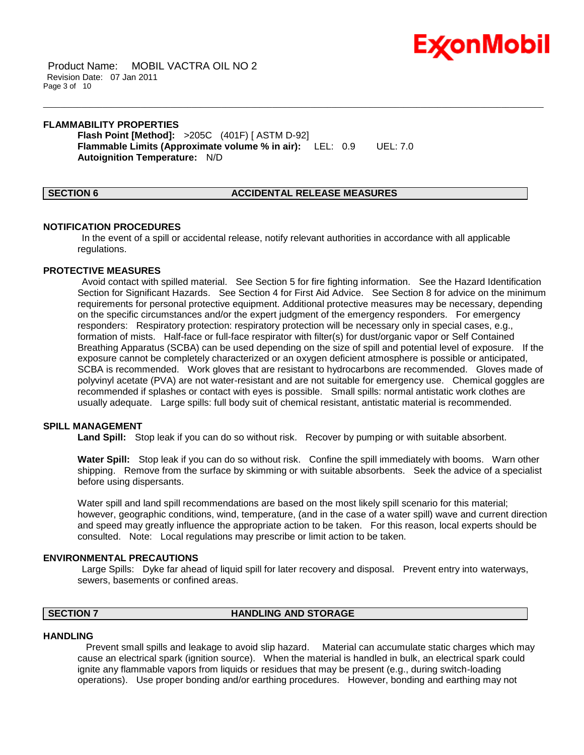### FLAMMABILITY PROPERTIES

**Flash Point [Method]:** >205C (401F) [ ASTM D-92]
**Flammable Limits (Approximate volume % in air):** LEL: 0.9 UEL: 7.0
**Autoignition Temperature:** N/D

## SECTION 6 ACCIDENTAL RELEASE MEASURES

### NOTIFICATION PROCEDURES

In the event of a spill or accidental release, notify relevant authorities in accordance with all applicable regulations.

### PROTECTIVE MEASURES

Avoid contact with spilled material. See Section 5 for fire fighting information. See the Hazard Identification Section for Significant Hazards. See Section 4 for First Aid Advice. See Section 8 for advice on the minimum requirements for personal protective equipment. Additional protective measures may be necessary, depending on the specific circumstances and/or the expert judgment of the emergency responders. For emergency responders: Respiratory protection: respiratory protection will be necessary only in special cases, e.g., formation of mists. Half-face or full-face respirator with filter(s) for dust/organic vapor or Self Contained Breathing Apparatus (SCBA) can be used depending on the size of spill and potential level of exposure. If the exposure cannot be completely characterized or an oxygen deficient atmosphere is possible or anticipated, SCBA is recommended. Work gloves that are resistant to hydrocarbons are recommended. Gloves made of polyvinyl acetate (PVA) are not water-resistant and are not suitable for emergency use. Chemical goggles are recommended if splashes or contact with eyes is possible. Small spills: normal antistatic work clothes are usually adequate. Large spills: full body suit of chemical resistant, antistatic material is recommended.

### SPILL MANAGEMENT

**Land Spill:** Stop leak if you can do so without risk. Recover by pumping or with suitable absorbent.

**Water Spill:** Stop leak if you can do so without risk. Confine the spill immediately with booms. Warn other shipping. Remove from the surface by skimming or with suitable absorbents. Seek the advice of a specialist before using dispersants.

Water spill and land spill recommendations are based on the most likely spill scenario for this material; however, geographic conditions, wind, temperature, (and in the case of a water spill) wave and current direction and speed may greatly influence the appropriate action to be taken. For this reason, local experts should be consulted. Note: Local regulations may prescribe or limit action to be taken.

### ENVIRONMENTAL PRECAUTIONS

Large Spills: Dyke far ahead of liquid spill for later recovery and disposal. Prevent entry into waterways, sewers, basements or confined areas.

## SECTION 7 HANDLING AND STORAGE

### HANDLING

Prevent small spills and leakage to avoid slip hazard. Material can accumulate static charges which may cause an electrical spark (ignition source). When the material is handled in bulk, an electrical spark could ignite any flammable vapors from liquids or residues that may be present (e.g., during switch-loading operations). Use proper bonding and/or earthing procedures. However, bonding and earthing may not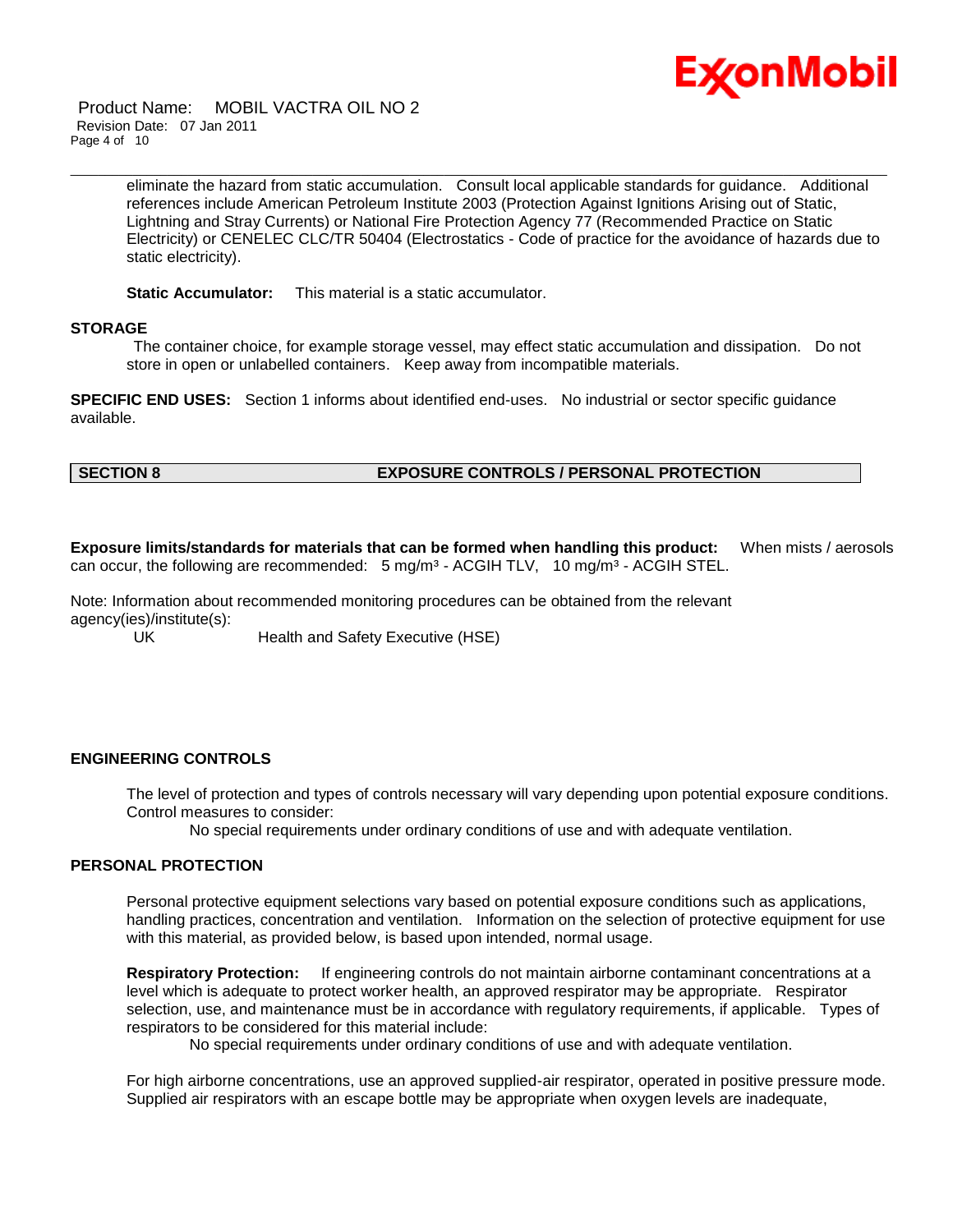eliminate the hazard from static accumulation. Consult local applicable standards for guidance. Additional references include American Petroleum Institute 2003 (Protection Against Ignitions Arising out of Static, Lightning and Stray Currents) or National Fire Protection Agency 77 (Recommended Practice on Static Electricity) or CENELEC CLC/TR 50404 (Electrostatics - Code of practice for the avoidance of hazards due to static electricity).

**Static Accumulator:** This material is a static accumulator.

### STORAGE

The container choice, for example storage vessel, may effect static accumulation and dissipation. Do not store in open or unlabelled containers. Keep away from incompatible materials.

**SPECIFIC END USES:** Section 1 informs about identified end-uses. No industrial or sector specific guidance available.

## SECTION 8 EXPOSURE CONTROLS / PERSONAL PROTECTION

**Exposure limits/standards for materials that can be formed when handling this product:** When mists / aerosols can occur, the following are recommended: 5 mg/m³ - ACGIH TLV, 10 mg/m³ - ACGIH STEL.

Note: Information about recommended monitoring procedures can be obtained from the relevant agency(ies)/institute(s):

UK Health and Safety Executive (HSE)

### ENGINEERING CONTROLS

The level of protection and types of controls necessary will vary depending upon potential exposure conditions. Control measures to consider:

No special requirements under ordinary conditions of use and with adequate ventilation.

### PERSONAL PROTECTION

Personal protective equipment selections vary based on potential exposure conditions such as applications, handling practices, concentration and ventilation. Information on the selection of protective equipment for use with this material, as provided below, is based upon intended, normal usage.

**Respiratory Protection:** If engineering controls do not maintain airborne contaminant concentrations at a level which is adequate to protect worker health, an approved respirator may be appropriate. Respirator selection, use, and maintenance must be in accordance with regulatory requirements, if applicable. Types of respirators to be considered for this material include:

No special requirements under ordinary conditions of use and with adequate ventilation.

For high airborne concentrations, use an approved supplied-air respirator, operated in positive pressure mode. Supplied air respirators with an escape bottle may be appropriate when oxygen levels are inadequate,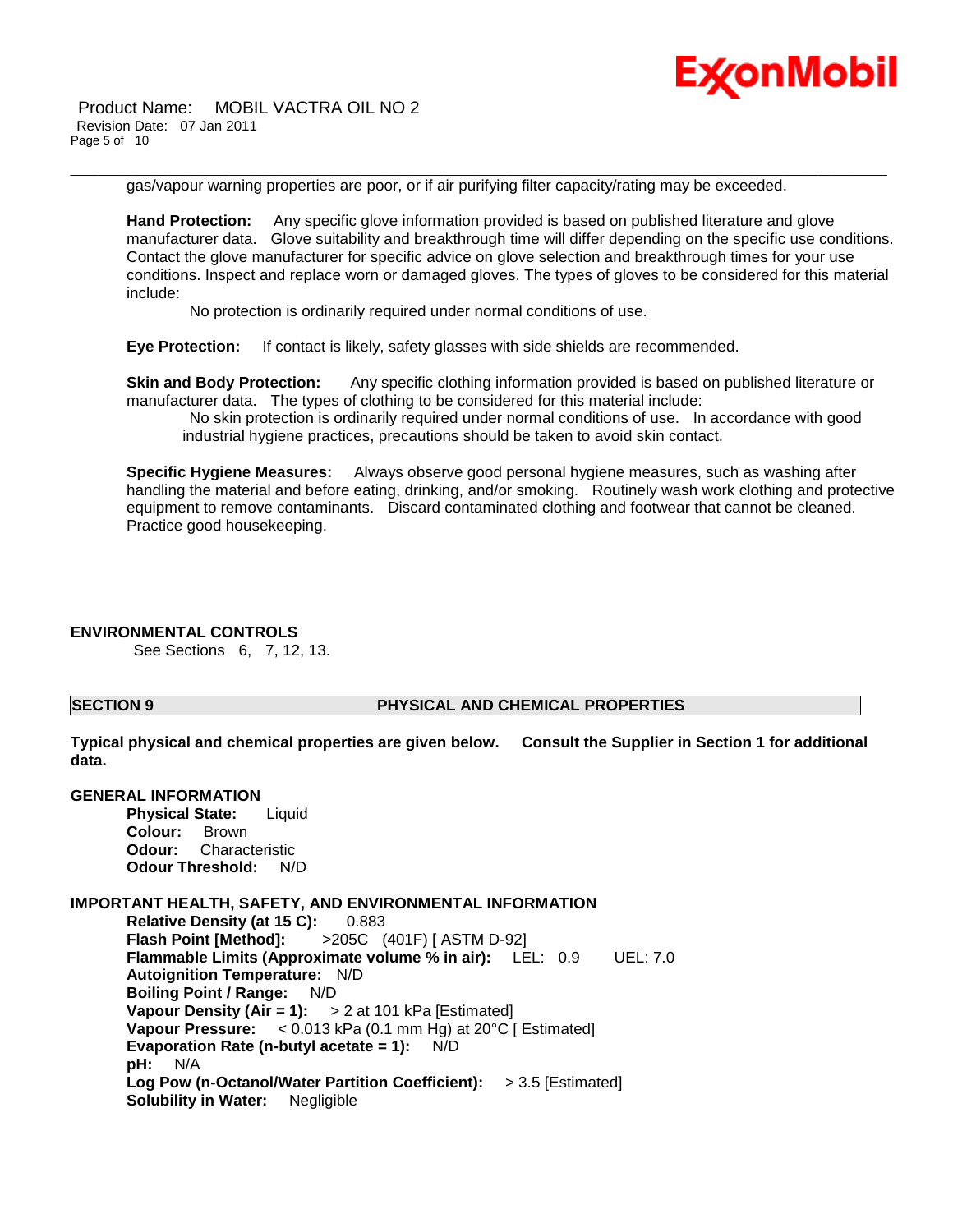gas/vapour warning properties are poor, or if air purifying filter capacity/rating may be exceeded.

**Hand Protection:** Any specific glove information provided is based on published literature and glove manufacturer data. Glove suitability and breakthrough time will differ depending on the specific use conditions. Contact the glove manufacturer for specific advice on glove selection and breakthrough times for your use conditions. Inspect and replace worn or damaged gloves. The types of gloves to be considered for this material include:

No protection is ordinarily required under normal conditions of use.

**Eye Protection:** If contact is likely, safety glasses with side shields are recommended.

**Skin and Body Protection:** Any specific clothing information provided is based on published literature or manufacturer data. The types of clothing to be considered for this material include:

No skin protection is ordinarily required under normal conditions of use. In accordance with good industrial hygiene practices, precautions should be taken to avoid skin contact.

**Specific Hygiene Measures:** Always observe good personal hygiene measures, such as washing after handling the material and before eating, drinking, and/or smoking. Routinely wash work clothing and protective equipment to remove contaminants. Discard contaminated clothing and footwear that cannot be cleaned. Practice good housekeeping.

**ENVIRONMENTAL CONTROLS**

See Sections 6, 7, 12, 13.

## SECTION 9 PHYSICAL AND CHEMICAL PROPERTIES

**Typical physical and chemical properties are given below. Consult the Supplier in Section 1 for additional data.**

**GENERAL INFORMATION**

**Physical State:** Liquid
**Colour:** Brown
**Odour:** Characteristic
**Odour Threshold:** N/D

**IMPORTANT HEALTH, SAFETY, AND ENVIRONMENTAL INFORMATION**

**Relative Density (at 15 C):** 0.883
**Flash Point [Method]:** >205C (401F) [ ASTM D-92]
**Flammable Limits (Approximate volume % in air):** LEL: 0.9 UEL: 7.0
**Autoignition Temperature:** N/D
**Boiling Point / Range:** N/D
**Vapour Density (Air = 1):** > 2 at 101 kPa [Estimated]
**Vapour Pressure:** < 0.013 kPa (0.1 mm Hg) at 20°C [ Estimated]
**Evaporation Rate (n-butyl acetate = 1):** N/D
**pH:** N/A
**Log Pow (n-Octanol/Water Partition Coefficient):** > 3.5 [Estimated]
**Solubility in Water:** Negligible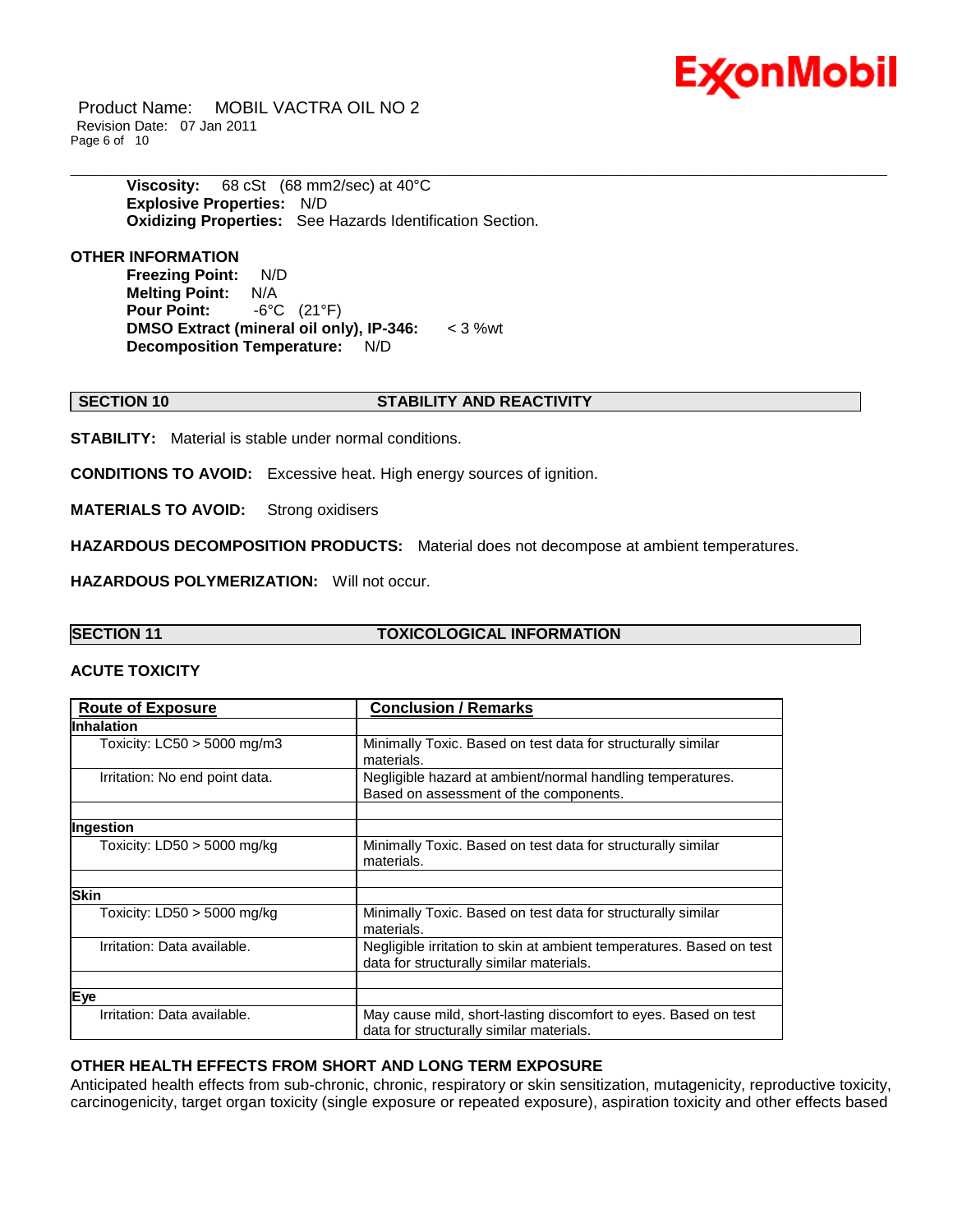**Viscosity:** 68 cSt (68 mm2/sec) at 40°C
**Explosive Properties:** N/D
**Oxidizing Properties:** See Hazards Identification Section.

**OTHER INFORMATION**

**Freezing Point:** N/D
**Melting Point:** N/A
**Pour Point:** -6°C (21°F)
**DMSO Extract (mineral oil only), IP-346:** < 3 %wt
**Decomposition Temperature:** N/D

## SECTION 10 STABILITY AND REACTIVITY

**STABILITY:** Material is stable under normal conditions.

**CONDITIONS TO AVOID:** Excessive heat. High energy sources of ignition.

**MATERIALS TO AVOID:** Strong oxidisers

**HAZARDOUS DECOMPOSITION PRODUCTS:** Material does not decompose at ambient temperatures.

**HAZARDOUS POLYMERIZATION:** Will not occur.

## SECTION 11 TOXICOLOGICAL INFORMATION

**ACUTE TOXICITY**

| Route of Exposure | Conclusion / Remarks |
|---|---|
| **Inhalation** | |
| Toxicity: LC50 > 5000 mg/m3 | Minimally Toxic. Based on test data for structurally similar materials. |
| Irritation: No end point data. | Negligible hazard at ambient/normal handling temperatures. Based on assessment of the components. |
| | |
| **Ingestion** | |
| Toxicity: LD50 > 5000 mg/kg | Minimally Toxic. Based on test data for structurally similar materials. |
| | |
| **Skin** | |
| Toxicity: LD50 > 5000 mg/kg | Minimally Toxic. Based on test data for structurally similar materials. |
| Irritation: Data available. | Negligible irritation to skin at ambient temperatures. Based on test data for structurally similar materials. |
| | |
| **Eye** | |
| Irritation: Data available. | May cause mild, short-lasting discomfort to eyes. Based on test data for structurally similar materials. |

**OTHER HEALTH EFFECTS FROM SHORT AND LONG TERM EXPOSURE**

Anticipated health effects from sub-chronic, chronic, respiratory or skin sensitization, mutagenicity, reproductive toxicity, carcinogenicity, target organ toxicity (single exposure or repeated exposure), aspiration toxicity and other effects based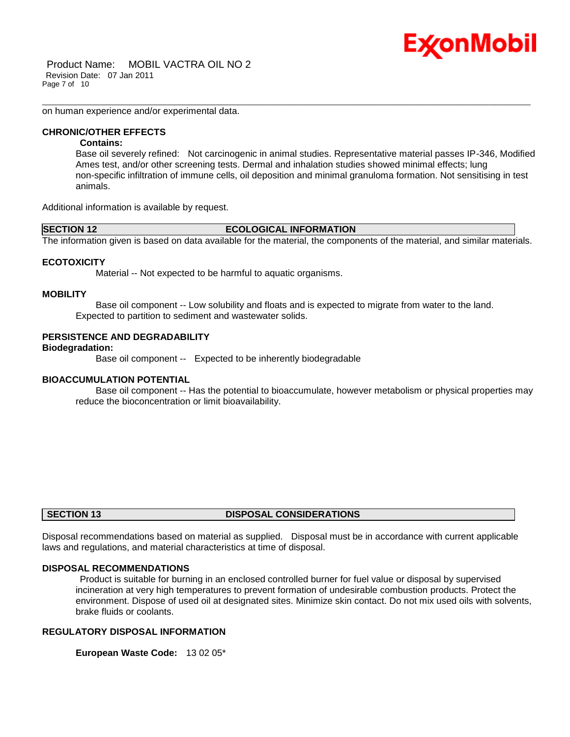on human experience and/or experimental data.

### CHRONIC/OTHER EFFECTS

**Contains:**

Base oil severely refined: Not carcinogenic in animal studies. Representative material passes IP-346, Modified Ames test, and/or other screening tests. Dermal and inhalation studies showed minimal effects; lung non-specific infiltration of immune cells, oil deposition and minimal granuloma formation. Not sensitising in test animals.

Additional information is available by request.

## SECTION 12 ECOLOGICAL INFORMATION

The information given is based on data available for the material, the components of the material, and similar materials.

### ECOTOXICITY

Material -- Not expected to be harmful to aquatic organisms.

### MOBILITY

Base oil component -- Low solubility and floats and is expected to migrate from water to the land. Expected to partition to sediment and wastewater solids.

### PERSISTENCE AND DEGRADABILITY

**Biodegradation:**

Base oil component -- Expected to be inherently biodegradable

### BIOACCUMULATION POTENTIAL

Base oil component -- Has the potential to bioaccumulate, however metabolism or physical properties may reduce the bioconcentration or limit bioavailability.

## SECTION 13 DISPOSAL CONSIDERATIONS

Disposal recommendations based on material as supplied. Disposal must be in accordance with current applicable laws and regulations, and material characteristics at time of disposal.

### DISPOSAL RECOMMENDATIONS

Product is suitable for burning in an enclosed controlled burner for fuel value or disposal by supervised incineration at very high temperatures to prevent formation of undesirable combustion products. Protect the environment. Dispose of used oil at designated sites. Minimize skin contact. Do not mix used oils with solvents, brake fluids or coolants.

### REGULATORY DISPOSAL INFORMATION

**European Waste Code:** 13 02 05*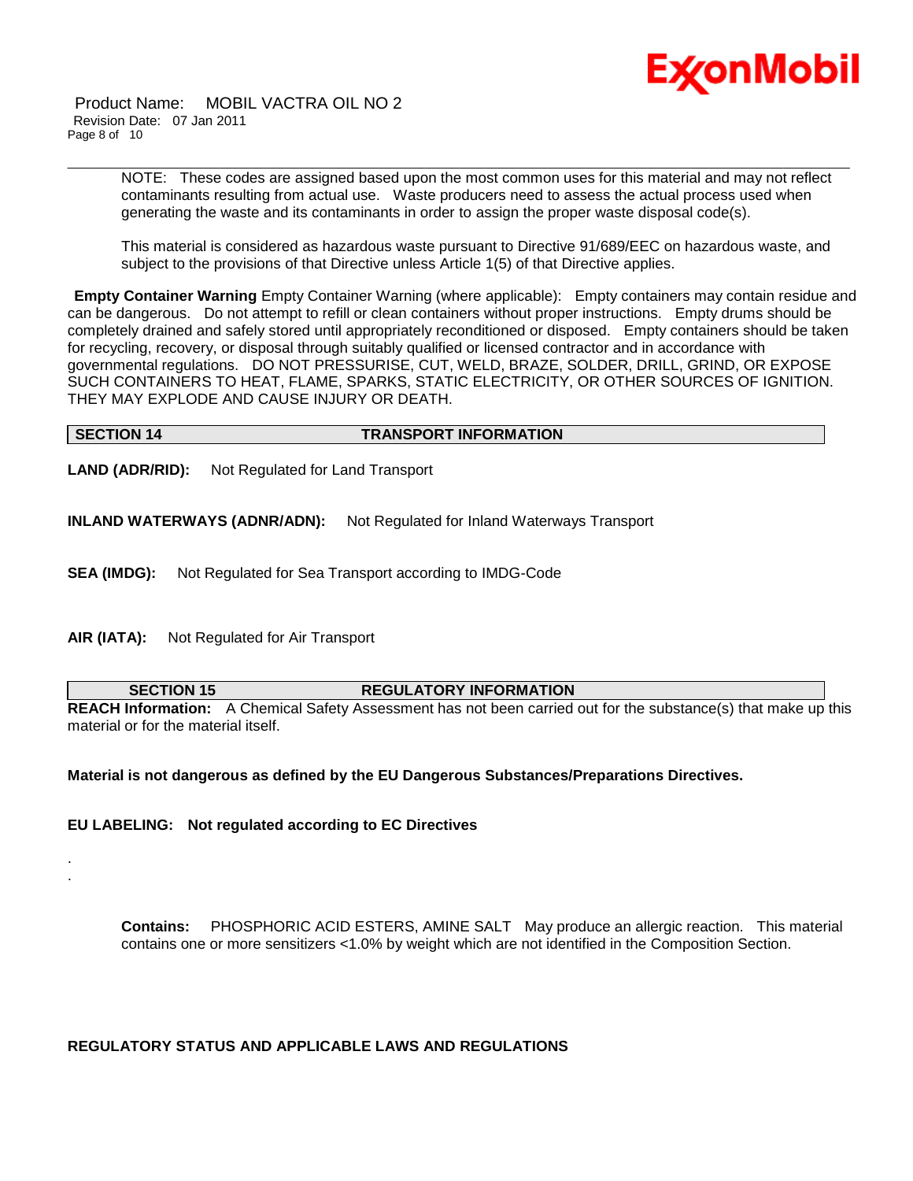NOTE: These codes are assigned based upon the most common uses for this material and may not reflect contaminants resulting from actual use. Waste producers need to assess the actual process used when generating the waste and its contaminants in order to assign the proper waste disposal code(s).

This material is considered as hazardous waste pursuant to Directive 91/689/EEC on hazardous waste, and subject to the provisions of that Directive unless Article 1(5) of that Directive applies.

**Empty Container Warning** Empty Container Warning (where applicable): Empty containers may contain residue and can be dangerous. Do not attempt to refill or clean containers without proper instructions. Empty drums should be completely drained and safely stored until appropriately reconditioned or disposed. Empty containers should be taken for recycling, recovery, or disposal through suitably qualified or licensed contractor and in accordance with governmental regulations. DO NOT PRESSURISE, CUT, WELD, BRAZE, SOLDER, DRILL, GRIND, OR EXPOSE SUCH CONTAINERS TO HEAT, FLAME, SPARKS, STATIC ELECTRICITY, OR OTHER SOURCES OF IGNITION. THEY MAY EXPLODE AND CAUSE INJURY OR DEATH.

## SECTION 14 TRANSPORT INFORMATION

**LAND (ADR/RID):** Not Regulated for Land Transport

**INLAND WATERWAYS (ADNR/ADN):** Not Regulated for Inland Waterways Transport

**SEA (IMDG):** Not Regulated for Sea Transport according to IMDG-Code

**AIR (IATA):** Not Regulated for Air Transport

## SECTION 15 REGULATORY INFORMATION

**REACH Information:** A Chemical Safety Assessment has not been carried out for the substance(s) that make up this material or for the material itself.

**Material is not dangerous as defined by the EU Dangerous Substances/Preparations Directives.**

**EU LABELING: Not regulated according to EC Directives**

.
.

**Contains:** PHOSPHORIC ACID ESTERS, AMINE SALT May produce an allergic reaction. This material contains one or more sensitizers <1.0% by weight which are not identified in the Composition Section.

**REGULATORY STATUS AND APPLICABLE LAWS AND REGULATIONS**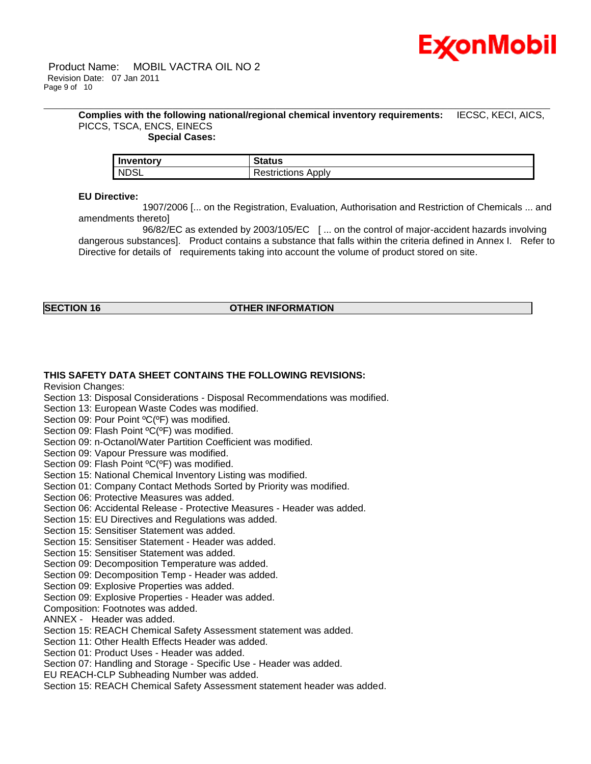**Complies with the following national/regional chemical inventory requirements:** IECSC, KECI, AICS, PICCS, TSCA, ENCS, EINECS

**Special Cases:**

| Inventory | Status |
|---|---|
| NDSL | Restrictions Apply |

**EU Directive:**

1907/2006 [... on the Registration, Evaluation, Authorisation and Restriction of Chemicals ... and amendments thereto]

96/82/EC as extended by 2003/105/EC [ ... on the control of major-accident hazards involving dangerous substances]. Product contains a substance that falls within the criteria defined in Annex I. Refer to Directive for details of requirements taking into account the volume of product stored on site.

## SECTION 16 OTHER INFORMATION

**THIS SAFETY DATA SHEET CONTAINS THE FOLLOWING REVISIONS:**

Revision Changes:
Section 13: Disposal Considerations - Disposal Recommendations was modified.
Section 13: European Waste Codes was modified.
Section 09: Pour Point ºC(ºF) was modified.
Section 09: Flash Point ºC(ºF) was modified.
Section 09: n-Octanol/Water Partition Coefficient was modified.
Section 09: Vapour Pressure was modified.
Section 09: Flash Point ºC(ºF) was modified.
Section 15: National Chemical Inventory Listing was modified.
Section 01: Company Contact Methods Sorted by Priority was modified.
Section 06: Protective Measures was added.
Section 06: Accidental Release - Protective Measures - Header was added.
Section 15: EU Directives and Regulations was added.
Section 15: Sensitiser Statement was added.
Section 15: Sensitiser Statement - Header was added.
Section 15: Sensitiser Statement was added.
Section 09: Decomposition Temperature was added.
Section 09: Decomposition Temp - Header was added.
Section 09: Explosive Properties was added.
Section 09: Explosive Properties - Header was added.
Composition: Footnotes was added.
ANNEX - Header was added.
Section 15: REACH Chemical Safety Assessment statement was added.
Section 11: Other Health Effects Header was added.
Section 01: Product Uses - Header was added.
Section 07: Handling and Storage - Specific Use - Header was added.
EU REACH-CLP Subheading Number was added.
Section 15: REACH Chemical Safety Assessment statement header was added.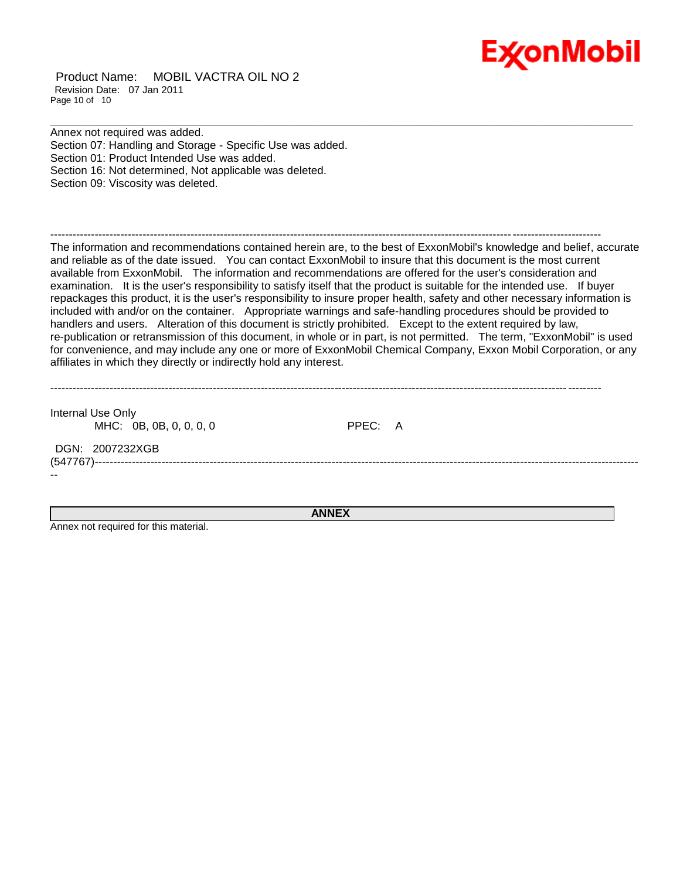Annex not required was added.
Section 07: Handling and Storage - Specific Use was added.
Section 01: Product Intended Use was added.
Section 16: Not determined, Not applicable was deleted.
Section 09: Viscosity was deleted.

---

The information and recommendations contained herein are, to the best of ExxonMobil's knowledge and belief, accurate and reliable as of the date issued. You can contact ExxonMobil to insure that this document is the most current available from ExxonMobil. The information and recommendations are offered for the user's consideration and examination. It is the user's responsibility to satisfy itself that the product is suitable for the intended use. If buyer repackages this product, it is the user's responsibility to insure proper health, safety and other necessary information is included with and/or on the container. Appropriate warnings and safe-handling procedures should be provided to handlers and users. Alteration of this document is strictly prohibited. Except to the extent required by law, re-publication or retransmission of this document, in whole or in part, is not permitted. The term, "ExxonMobil" is used for convenience, and may include any one or more of ExxonMobil Chemical Company, Exxon Mobil Corporation, or any affiliates in which they directly or indirectly hold any interest.

---

Internal Use Only
MHC: 0B, 0B, 0, 0, 0, 0 PPEC: A

DGN: 2007232XGB
(547767)---------------------------------------------------------------------------------------------------------------------------------------------
--

**ANNEX**

Annex not required for this material.